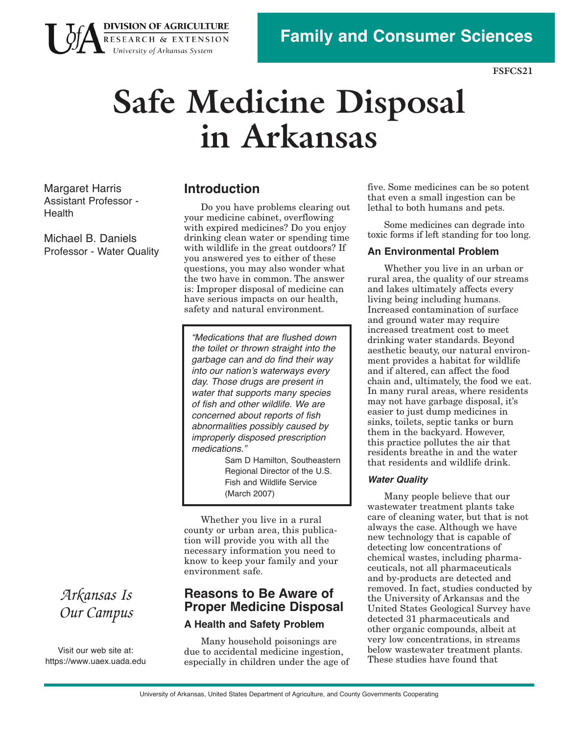DIVISION OF AGRICULTURE
RESEARCH & EXTENSION
University of Arkansas System

Family and Consumer Sciences

FSFCS21

# Safe Medicine Disposal in Arkansas

Margaret Harris
Assistant Professor - Health

Michael B. Daniels
Professor - Water Quality

## Introduction

Do you have problems clearing out your medicine cabinet, overflowing with expired medicines? Do you enjoy drinking clean water or spending time with wildlife in the great outdoors? If you answered yes to either of these questions, you may also wonder what the two have in common. The answer is: Improper disposal of medicine can have serious impacts on our health, safety and natural environment.

> *"Medications that are flushed down the toilet or thrown straight into the garbage can and do find their way into our nation's waterways every day. Those drugs are present in water that supports many species of fish and other wildlife. We are concerned about reports of fish abnormalities possibly caused by improperly disposed prescription medications."*
>
> Sam D Hamilton, Southeastern Regional Director of the U.S. Fish and Wildlife Service (March 2007)

Whether you live in a rural county or urban area, this publication will provide you with all the necessary information you need to know to keep your family and your environment safe.

## Reasons to Be Aware of Proper Medicine Disposal

### A Health and Safety Problem

Many household poisonings are due to accidental medicine ingestion, especially in children under the age of five. Some medicines can be so potent that even a small ingestion can be lethal to both humans and pets.

Some medicines can degrade into toxic forms if left standing for too long.

### An Environmental Problem

Whether you live in an urban or rural area, the quality of our streams and lakes ultimately affects every living being including humans. Increased contamination of surface and ground water may require increased treatment cost to meet drinking water standards. Beyond aesthetic beauty, our natural environment provides a habitat for wildlife and if altered, can affect the food chain and, ultimately, the food we eat. In many rural areas, where residents may not have garbage disposal, it's easier to just dump medicines in sinks, toilets, septic tanks or burn them in the backyard. However, this practice pollutes the air that residents breathe in and the water that residents and wildlife drink.

#### *Water Quality*

Many people believe that our wastewater treatment plants take care of cleaning water, but that is not always the case. Although we have new technology that is capable of detecting low concentrations of chemical wastes, including pharmaceuticals, not all pharmaceuticals and by-products are detected and removed. In fact, studies conducted by the University of Arkansas and the United States Geological Survey have detected 31 pharmaceuticals and other organic compounds, albeit at very low concentrations, in streams below wastewater treatment plants. These studies have found that

*Arkansas Is Our Campus*

Visit our web site at:
https://www.uaex.uada.edu

University of Arkansas, United States Department of Agriculture, and County Governments Cooperating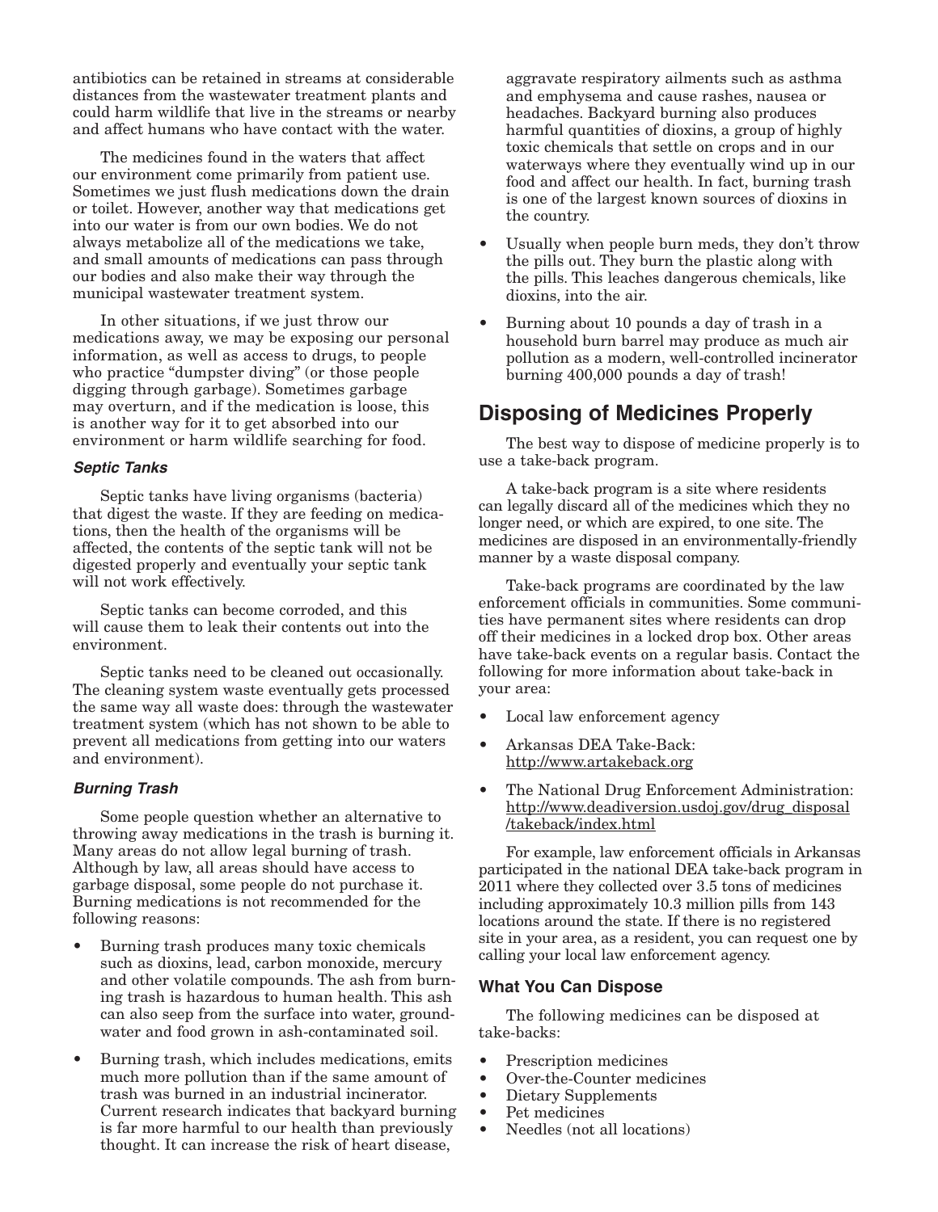antibiotics can be retained in streams at considerable distances from the wastewater treatment plants and could harm wildlife that live in the streams or nearby and affect humans who have contact with the water.

The medicines found in the waters that affect our environment come primarily from patient use. Sometimes we just flush medications down the drain or toilet. However, another way that medications get into our water is from our own bodies. We do not always metabolize all of the medications we take, and small amounts of medications can pass through our bodies and also make their way through the municipal wastewater treatment system.

In other situations, if we just throw our medications away, we may be exposing our personal information, as well as access to drugs, to people who practice "dumpster diving" (or those people digging through garbage). Sometimes garbage may overturn, and if the medication is loose, this is another way for it to get absorbed into our environment or harm wildlife searching for food.

#### *Septic Tanks*

Septic tanks have living organisms (bacteria) that digest the waste. If they are feeding on medications, then the health of the organisms will be affected, the contents of the septic tank will not be digested properly and eventually your septic tank will not work effectively.

Septic tanks can become corroded, and this will cause them to leak their contents out into the environment.

Septic tanks need to be cleaned out occasionally. The cleaning system waste eventually gets processed the same way all waste does: through the wastewater treatment system (which has not shown to be able to prevent all medications from getting into our waters and environment).

#### *Burning Trash*

Some people question whether an alternative to throwing away medications in the trash is burning it. Many areas do not allow legal burning of trash. Although by law, all areas should have access to garbage disposal, some people do not purchase it. Burning medications is not recommended for the following reasons:

- Burning trash produces many toxic chemicals such as dioxins, lead, carbon monoxide, mercury and other volatile compounds. The ash from burning trash is hazardous to human health. This ash can also seep from the surface into water, groundwater and food grown in ash-contaminated soil.
- Burning trash, which includes medications, emits much more pollution than if the same amount of trash was burned in an industrial incinerator. Current research indicates that backyard burning is far more harmful to our health than previously thought. It can increase the risk of heart disease, aggravate respiratory ailments such as asthma and emphysema and cause rashes, nausea or headaches. Backyard burning also produces harmful quantities of dioxins, a group of highly toxic chemicals that settle on crops and in our waterways where they eventually wind up in our food and affect our health. In fact, burning trash is one of the largest known sources of dioxins in the country.
- Usually when people burn meds, they don't throw the pills out. They burn the plastic along with the pills. This leaches dangerous chemicals, like dioxins, into the air.
- Burning about 10 pounds a day of trash in a household burn barrel may produce as much air pollution as a modern, well-controlled incinerator burning 400,000 pounds a day of trash!

## Disposing of Medicines Properly

The best way to dispose of medicine properly is to use a take-back program.

A take-back program is a site where residents can legally discard all of the medicines which they no longer need, or which are expired, to one site. The medicines are disposed in an environmentally-friendly manner by a waste disposal company.

Take-back programs are coordinated by the law enforcement officials in communities. Some communities have permanent sites where residents can drop off their medicines in a locked drop box. Other areas have take-back events on a regular basis. Contact the following for more information about take-back in your area:

- Local law enforcement agency
- Arkansas DEA Take-Back: http://www.artakeback.org
- The National Drug Enforcement Administration: http://www.deadiversion.usdoj.gov/drug_disposal/takeback/index.html

For example, law enforcement officials in Arkansas participated in the national DEA take-back program in 2011 where they collected over 3.5 tons of medicines including approximately 10.3 million pills from 143 locations around the state. If there is no registered site in your area, as a resident, you can request one by calling your local law enforcement agency.

### What You Can Dispose

The following medicines can be disposed at take-backs:

- Prescription medicines
- Over-the-Counter medicines
- Dietary Supplements
- Pet medicines
- Needles (not all locations)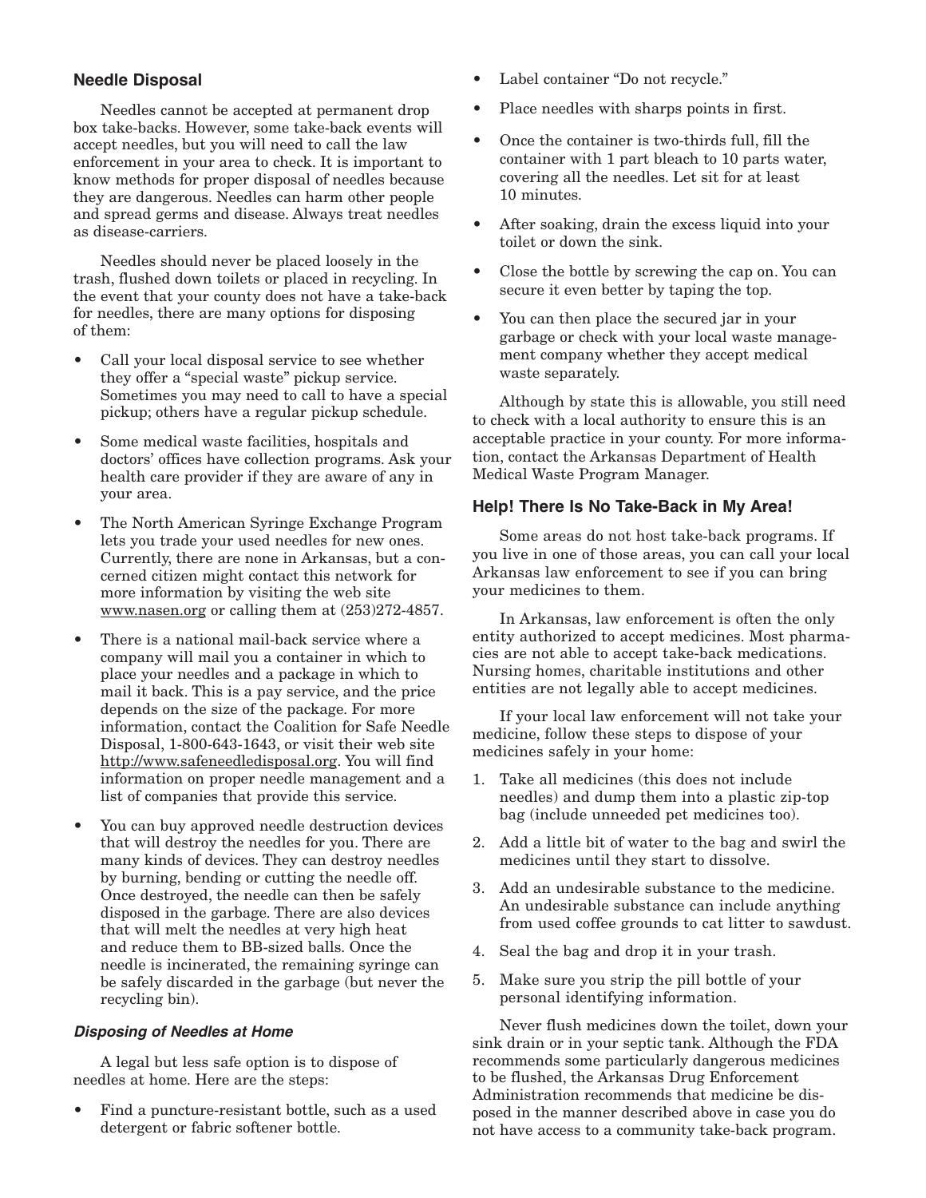## Needle Disposal

Needles cannot be accepted at permanent drop box take-backs. However, some take-back events will accept needles, but you will need to call the law enforcement in your area to check. It is important to know methods for proper disposal of needles because they are dangerous. Needles can harm other people and spread germs and disease. Always treat needles as disease-carriers.

Needles should never be placed loosely in the trash, flushed down toilets or placed in recycling. In the event that your county does not have a take-back for needles, there are many options for disposing of them:

- Call your local disposal service to see whether they offer a "special waste" pickup service. Sometimes you may need to call to have a special pickup; others have a regular pickup schedule.
- Some medical waste facilities, hospitals and doctors' offices have collection programs. Ask your health care provider if they are aware of any in your area.
- The North American Syringe Exchange Program lets you trade your used needles for new ones. Currently, there are none in Arkansas, but a concerned citizen might contact this network for more information by visiting the web site www.nasen.org or calling them at (253)272-4857.
- There is a national mail-back service where a company will mail you a container in which to place your needles and a package in which to mail it back. This is a pay service, and the price depends on the size of the package. For more information, contact the Coalition for Safe Needle Disposal, 1-800-643-1643, or visit their web site http://www.safeneedledisposal.org. You will find information on proper needle management and a list of companies that provide this service.
- You can buy approved needle destruction devices that will destroy the needles for you. There are many kinds of devices. They can destroy needles by burning, bending or cutting the needle off. Once destroyed, the needle can then be safely disposed in the garbage. There are also devices that will melt the needles at very high heat and reduce them to BB-sized balls. Once the needle is incinerated, the remaining syringe can be safely discarded in the garbage (but never the recycling bin).

### *Disposing of Needles at Home*

A legal but less safe option is to dispose of needles at home. Here are the steps:

- Find a puncture-resistant bottle, such as a used detergent or fabric softener bottle.
- Label container "Do not recycle."
- Place needles with sharps points in first.
- Once the container is two-thirds full, fill the container with 1 part bleach to 10 parts water, covering all the needles. Let sit for at least 10 minutes.
- After soaking, drain the excess liquid into your toilet or down the sink.
- Close the bottle by screwing the cap on. You can secure it even better by taping the top.
- You can then place the secured jar in your garbage or check with your local waste management company whether they accept medical waste separately.

Although by state this is allowable, you still need to check with a local authority to ensure this is an acceptable practice in your county. For more information, contact the Arkansas Department of Health Medical Waste Program Manager.

## Help! There Is No Take-Back in My Area!

Some areas do not host take-back programs. If you live in one of those areas, you can call your local Arkansas law enforcement to see if you can bring your medicines to them.

In Arkansas, law enforcement is often the only entity authorized to accept medicines. Most pharmacies are not able to accept take-back medications. Nursing homes, charitable institutions and other entities are not legally able to accept medicines.

If your local law enforcement will not take your medicine, follow these steps to dispose of your medicines safely in your home:

1. Take all medicines (this does not include needles) and dump them into a plastic zip-top bag (include unneeded pet medicines too).
2. Add a little bit of water to the bag and swirl the medicines until they start to dissolve.
3. Add an undesirable substance to the medicine. An undesirable substance can include anything from used coffee grounds to cat litter to sawdust.
4. Seal the bag and drop it in your trash.
5. Make sure you strip the pill bottle of your personal identifying information.

Never flush medicines down the toilet, down your sink drain or in your septic tank. Although the FDA recommends some particularly dangerous medicines to be flushed, the Arkansas Drug Enforcement Administration recommends that medicine be disposed in the manner described above in case you do not have access to a community take-back program.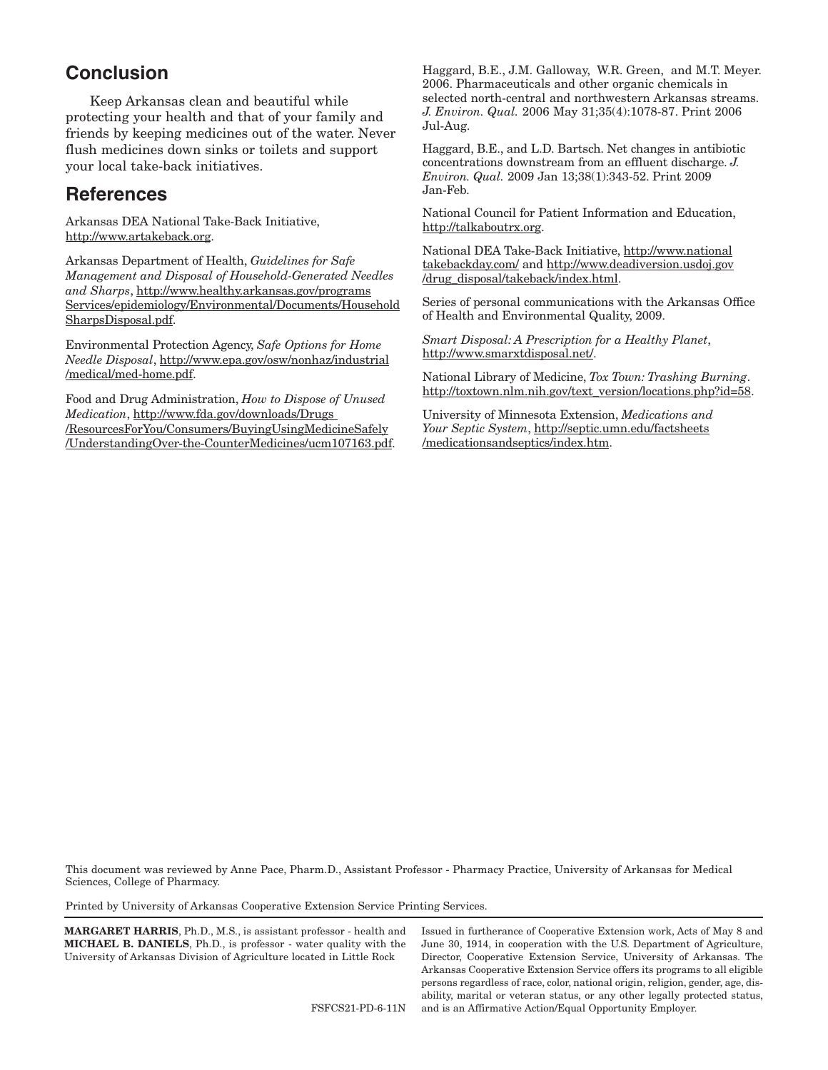## Conclusion

Keep Arkansas clean and beautiful while protecting your health and that of your family and friends by keeping medicines out of the water. Never flush medicines down sinks or toilets and support your local take-back initiatives.

## References

Arkansas DEA National Take-Back Initiative, http://www.artakeback.org.

Arkansas Department of Health, *Guidelines for Safe Management and Disposal of Household-Generated Needles and Sharps*, http://www.healthy.arkansas.gov/programsServices/epidemiology/Environmental/Documents/HouseholdSharpsDisposal.pdf.

Environmental Protection Agency, *Safe Options for Home Needle Disposal*, http://www.epa.gov/osw/nonhaz/industrial/medical/med-home.pdf.

Food and Drug Administration, *How to Dispose of Unused Medication*, http://www.fda.gov/downloads/Drugs/ResourcesForYou/Consumers/BuyingUsingMedicineSafely/UnderstandingOver-the-CounterMedicines/ucm107163.pdf.

Haggard, B.E., J.M. Galloway, W.R. Green, and M.T. Meyer. 2006. Pharmaceuticals and other organic chemicals in selected north-central and northwestern Arkansas streams. *J. Environ. Qual.* 2006 May 31;35(4):1078-87. Print 2006 Jul-Aug.

Haggard, B.E., and L.D. Bartsch. Net changes in antibiotic concentrations downstream from an effluent discharge. *J. Environ. Qual.* 2009 Jan 13;38(1):343-52. Print 2009 Jan-Feb.

National Council for Patient Information and Education, http://talkaboutrx.org.

National DEA Take-Back Initiative, http://www.nationaltakebackday.com/ and http://www.deadiversion.usdoj.gov/drug_disposal/takeback/index.html.

Series of personal communications with the Arkansas Office of Health and Environmental Quality, 2009.

*Smart Disposal: A Prescription for a Healthy Planet*, http://www.smarxtdisposal.net/.

National Library of Medicine, *Tox Town: Trashing Burning*. http://toxtown.nlm.nih.gov/text_version/locations.php?id=58.

University of Minnesota Extension, *Medications and Your Septic System*, http://septic.umn.edu/factsheets/medicationsandseptics/index.htm.

This document was reviewed by Anne Pace, Pharm.D., Assistant Professor - Pharmacy Practice, University of Arkansas for Medical Sciences, College of Pharmacy.

Printed by University of Arkansas Cooperative Extension Service Printing Services.

**MARGARET HARRIS**, Ph.D., M.S., is assistant professor - health and **MICHAEL B. DANIELS**, Ph.D., is professor - water quality with the University of Arkansas Division of Agriculture located in Little Rock

FSFCS21-PD-6-11N

Issued in furtherance of Cooperative Extension work, Acts of May 8 and June 30, 1914, in cooperation with the U.S. Department of Agriculture, Director, Cooperative Extension Service, University of Arkansas. The Arkansas Cooperative Extension Service offers its programs to all eligible persons regardless of race, color, national origin, religion, gender, age, disability, marital or veteran status, or any other legally protected status, and is an Affirmative Action/Equal Opportunity Employer.